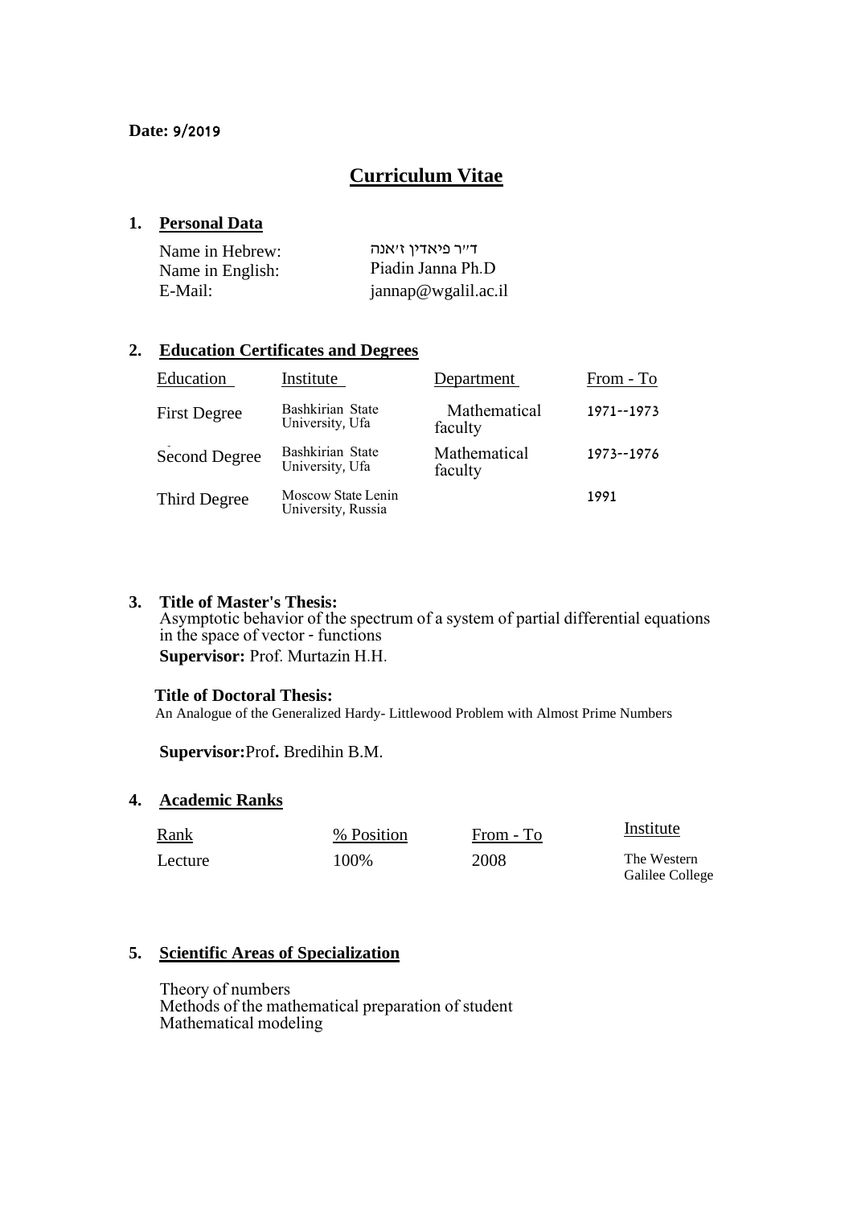**Date: 9/2019**

# Curriculum Vitae

## 1. Personal Data

| | |
|---|---|
| Name in Hebrew: | ד"ר פיאדין ז'אנה |
| Name in English: | Piadin Janna Ph.D |
| E-Mail: | jannap@wgalil.ac.il |

## 2. Education Certificates and Degrees

| Education | Institute | Department | From - To |
|---|---|---|---|
| First Degree | Bashkirian State University, Ufa | Mathematical faculty | 1971--1973 |
| Second Degree | Bashkirian State University, Ufa | Mathematical faculty | 1973--1976 |
| Third Degree | Moscow State Lenin University, Russia | | 1991 |

## 3. Title of Master's Thesis:

Asymptotic behavior of the spectrum of a system of partial differential equations in the space of vector - functions

**Supervisor:** Prof. Murtazin H.H.

**Title of Doctoral Thesis:**

An Analogue of the Generalized Hardy- Littlewood Problem with Almost Prime Numbers

**Supervisor:** Prof. Bredihin B.M.

## 4. Academic Ranks

| Rank | % Position | From - To | Institute |
|---|---|---|---|
| Lecture | 100% | 2008 | The Western Galilee College |

## 5. Scientific Areas of Specialization

Theory of numbers
Methods of the mathematical preparation of student
Mathematical modeling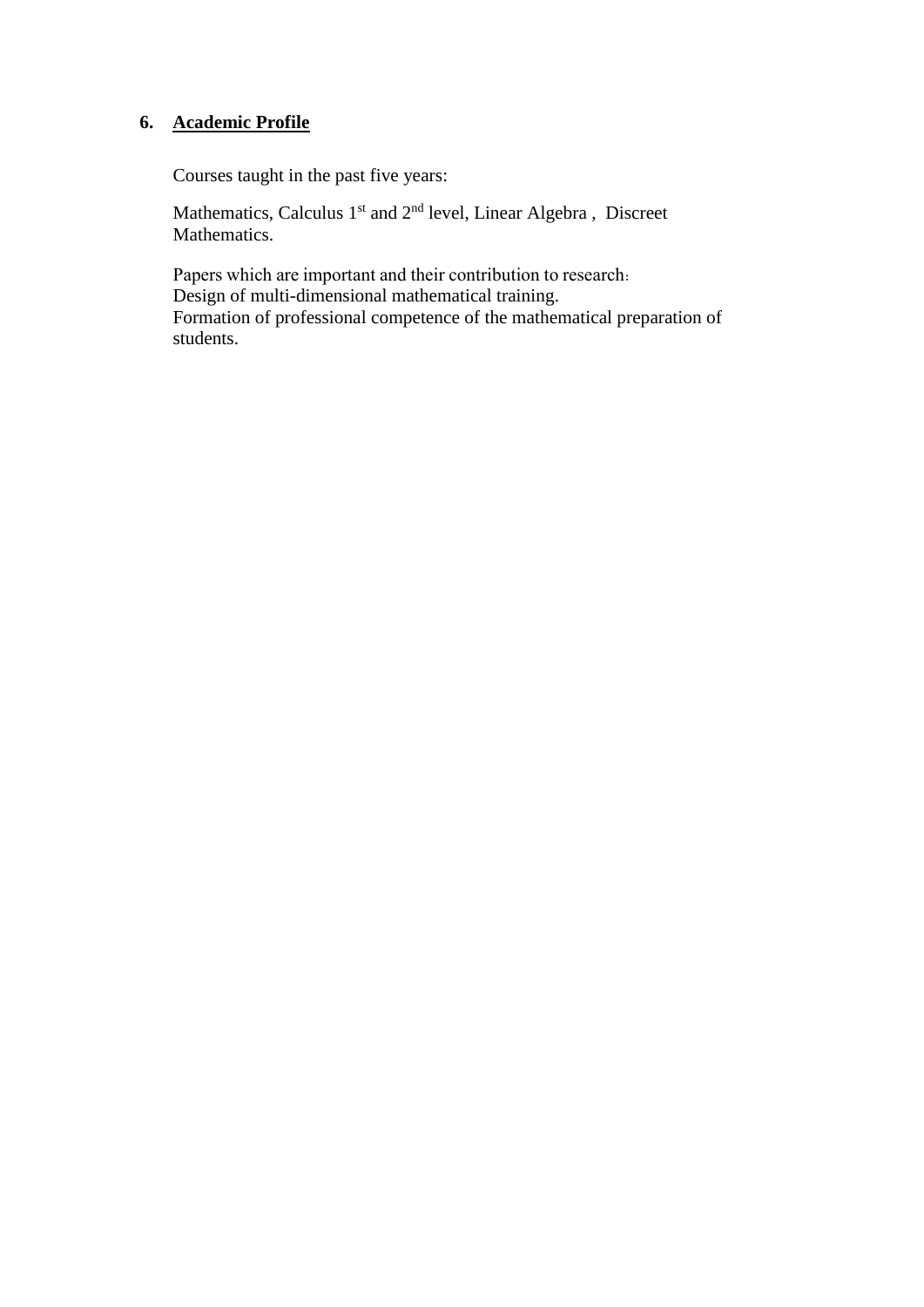## 6. Academic Profile

Courses taught in the past five years:

Mathematics, Calculus 1st and 2nd level, Linear Algebra , Discreet Mathematics.

Papers which are important and their contribution to research：
Design of multi-dimensional mathematical training.
Formation of professional competence of the mathematical preparation of students.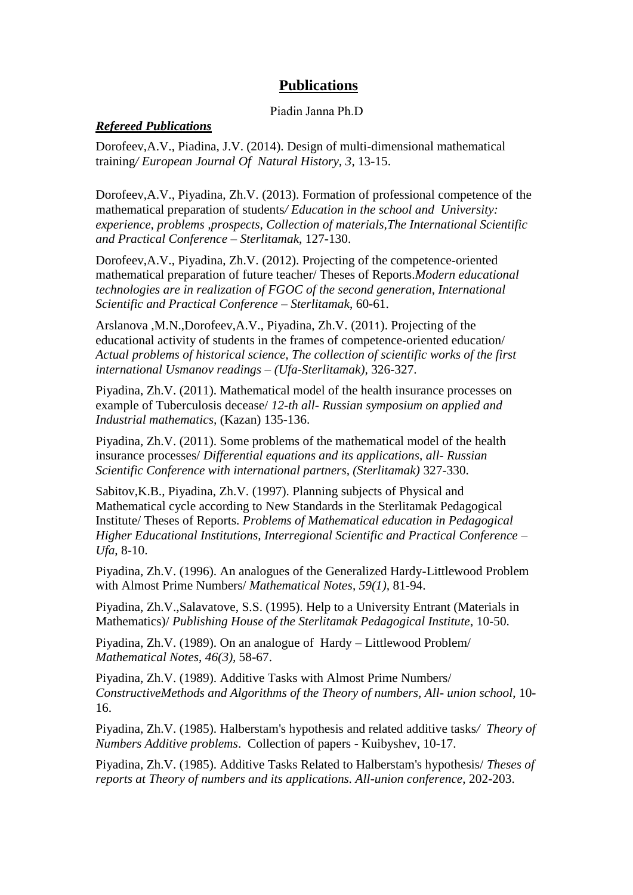# Publications

Piadin Janna Ph.D

***Refereed Publications***

Dorofeev,A.V., Piadina, J.V. (2014). Design of multi-dimensional mathematical training*/ European Journal Of Natural History, 3*, 13-15.

Dorofeev,A.V., Piyadina, Zh.V. (2013). Formation of professional competence of the mathematical preparation of students*/ Education in the school and University: experience, problems ,prospects, Collection of materials,The International Scientific and Practical Conference – Sterlitamak*, 127-130.

Dorofeev,A.V., Piyadina, Zh.V. (2012). Projecting of the competence-oriented mathematical preparation of future teacher/ Theses of Reports.*Modern educational technologies are in realization of FGOC of the second generation, International Scientific and Practical Conference – Sterlitamak*, 60-61.

Arslanova ,M.N.,Dorofeev,A.V., Piyadina, Zh.V. (2011). Projecting of the educational activity of students in the frames of competence-oriented education/ *Actual problems of historical science, The collection of scientific works of the first international Usmanov readings – (Ufa-Sterlitamak),* 326-327.

Piyadina, Zh.V. (2011). Mathematical model of the health insurance processes on example of Tuberculosis decease/ *12-th all- Russian symposium on applied and Industrial mathematics,* (Kazan) 135-136.

Piyadina, Zh.V. (2011). Some problems of the mathematical model of the health insurance processes/ *Differential equations and its applications, all- Russian Scientific Conference with international partners, (Sterlitamak)* 327-330.

Sabitov,K.B., Piyadina, Zh.V. (1997). Planning subjects of Physical and Mathematical cycle according to New Standards in the Sterlitamak Pedagogical Institute/ Theses of Reports. *Problems of Mathematical education in Pedagogical Higher Educational Institutions, Interregional Scientific and Practical Conference – Ufa*, 8-10.

Piyadina, Zh.V. (1996). An analogues of the Generalized Hardy-Littlewood Problem with Almost Prime Numbers/ *Mathematical Notes*, *59(1),* 81-94.

Piyadina, Zh.V.,Salavatove, S.S. (1995). Help to a University Entrant (Materials in Mathematics)/ *Publishing House of the Sterlitamak Pedagogical Institute*, 10-50.

Piyadina, Zh.V. (1989). On an analogue of Hardy – Littlewood Problem/ *Mathematical Notes*, *46(3)*, 58-67.

Piyadina, Zh.V. (1989). Additive Tasks with Almost Prime Numbers/ *ConstructiveMethods and Algorithms of the Theory of numbers, All- union school,* 10-16.

Piyadina, Zh.V. (1985). Halberstam's hypothesis and related additive tasks*/ Theory of Numbers Additive problems*. Collection of papers - Kuibyshev, 10-17.

Piyadina, Zh.V. (1985). Additive Tasks Related to Halberstam's hypothesis/ *Theses of reports at Theory of numbers and its applications. All-union conference*, 202-203.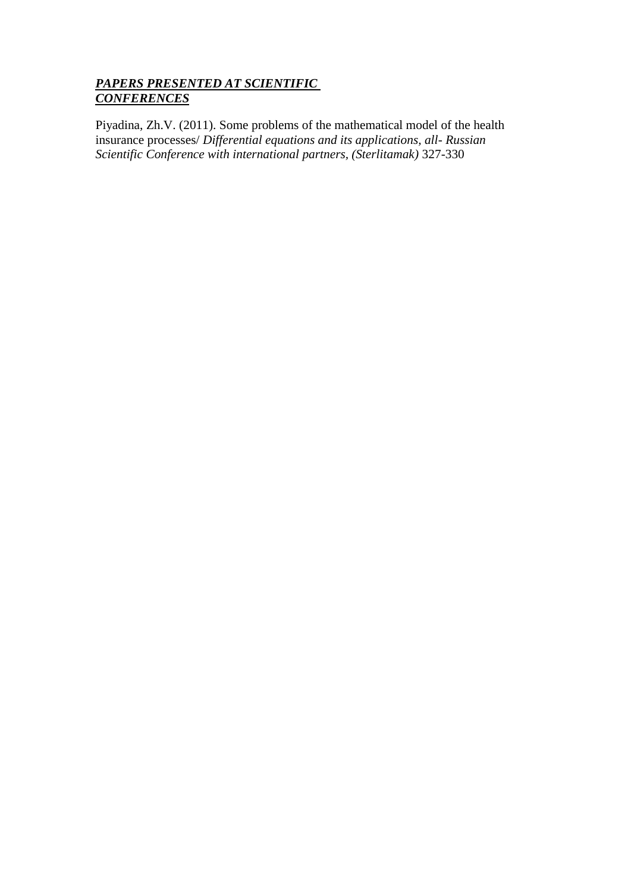## ***PAPERS PRESENTED AT SCIENTIFIC CONFERENCES***

Piyadina, Zh.V. (2011). Some problems of the mathematical model of the health insurance processes/ *Differential equations and its applications, all- Russian Scientific Conference with international partners, (Sterlitamak)* 327-330